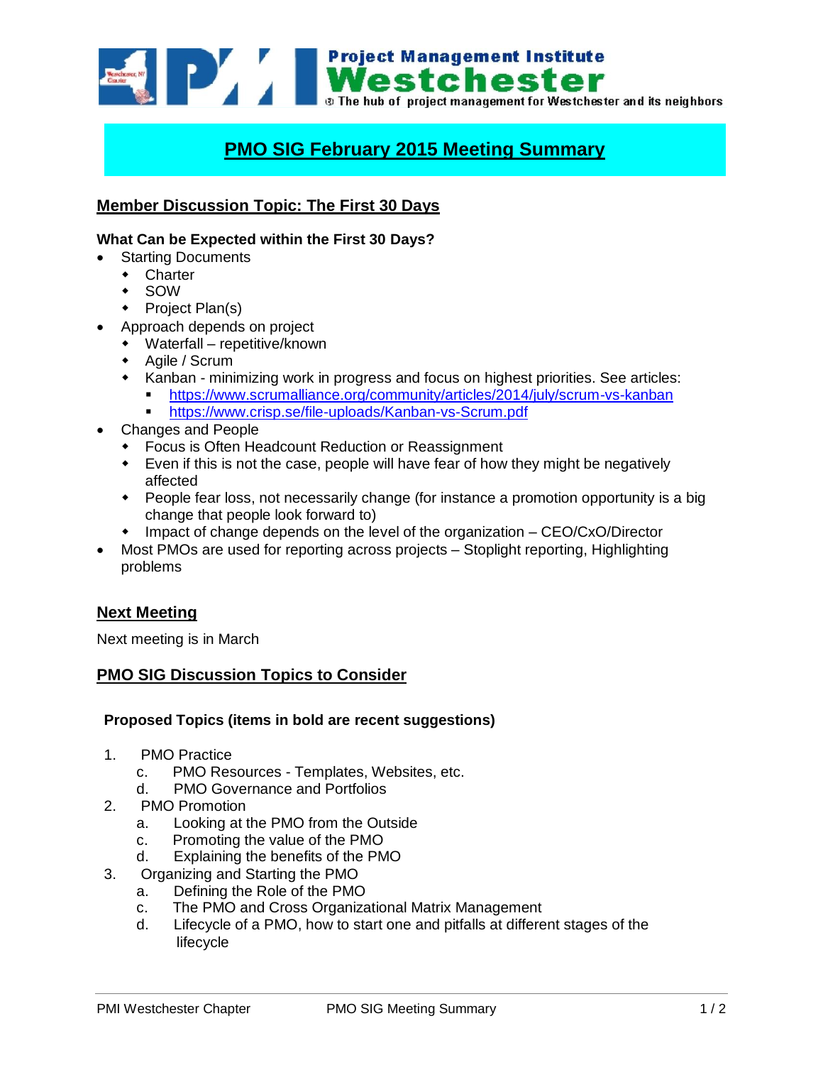# PMO SIG February 2015 Meeting Summary

## Member Discussion Topic: The First 30 Days

**What Can be Expected within the First 30 Days?**

- Starting Documents
  - Charter
  - SOW
  - Project Plan(s)
- Approach depends on project
  - Waterfall – repetitive/known
  - Agile / Scrum
  - Kanban - minimizing work in progress and focus on highest priorities. See articles:
    - https://www.scrumalliance.org/community/articles/2014/july/scrum-vs-kanban
    - https://www.crisp.se/file-uploads/Kanban-vs-Scrum.pdf
- Changes and People
  - Focus is Often Headcount Reduction or Reassignment
  - Even if this is not the case, people will have fear of how they might be negatively affected
  - People fear loss, not necessarily change (for instance a promotion opportunity is a big change that people look forward to)
  - Impact of change depends on the level of the organization – CEO/CxO/Director
- Most PMOs are used for reporting across projects – Stoplight reporting, Highlighting problems

## Next Meeting

Next meeting is in March

## PMO SIG Discussion Topics to Consider

**Proposed Topics (items in bold are recent suggestions)**

1. PMO Practice
   c. PMO Resources - Templates, Websites, etc.
   d. PMO Governance and Portfolios
2. PMO Promotion
   a. Looking at the PMO from the Outside
   c. Promoting the value of the PMO
   d. Explaining the benefits of the PMO
3. Organizing and Starting the PMO
   a. Defining the Role of the PMO
   c. The PMO and Cross Organizational Matrix Management
   d. Lifecycle of a PMO, how to start one and pitfalls at different stages of the lifecycle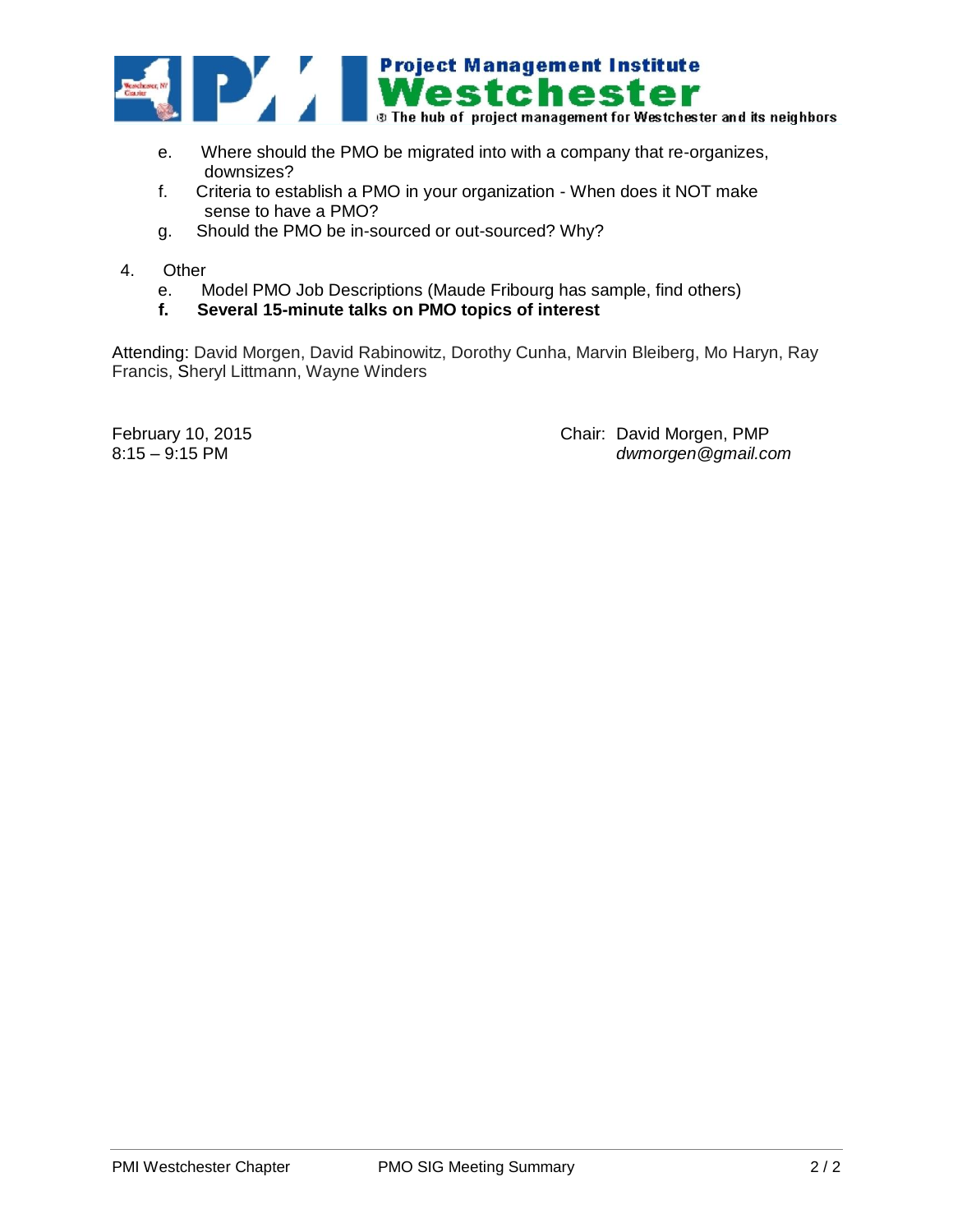e. Where should the PMO be migrated into with a company that re-organizes, downsizes?

f. Criteria to establish a PMO in your organization - When does it NOT make sense to have a PMO?

g. Should the PMO be in-sourced or out-sourced? Why?

4. Other

   e. Model PMO Job Descriptions (Maude Fribourg has sample, find others)

   **f. Several 15-minute talks on PMO topics of interest**

Attending: David Morgen, David Rabinowitz, Dorothy Cunha, Marvin Bleiberg, Mo Haryn, Ray Francis, Sheryl Littmann, Wayne Winders

February 10, 2015
8:15 – 9:15 PM

Chair: David Morgen, PMP
*dwmorgen@gmail.com*